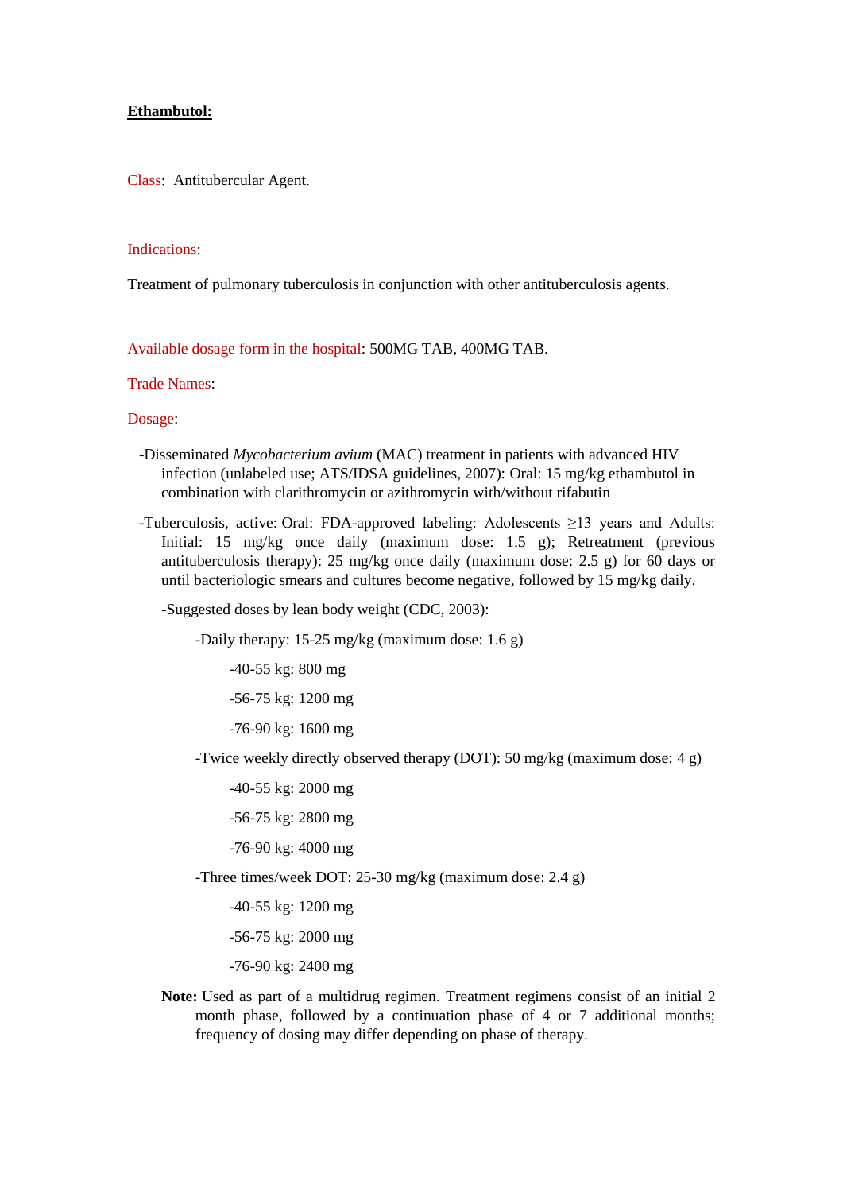**Ethambutol:**

Class: Antitubercular Agent.

Indications:

Treatment of pulmonary tuberculosis in conjunction with other antituberculosis agents.

Available dosage form in the hospital: 500MG TAB, 400MG TAB.

Trade Names:

Dosage:

- -Disseminated *Mycobacterium avium* (MAC) treatment in patients with advanced HIV infection (unlabeled use; ATS/IDSA guidelines, 2007): Oral: 15 mg/kg ethambutol in combination with clarithromycin or azithromycin with/without rifabutin
- -Tuberculosis, active: Oral: FDA-approved labeling: Adolescents ≥13 years and Adults: Initial: 15 mg/kg once daily (maximum dose: 1.5 g); Retreatment (previous antituberculosis therapy): 25 mg/kg once daily (maximum dose: 2.5 g) for 60 days or until bacteriologic smears and cultures become negative, followed by 15 mg/kg daily.
  - -Suggested doses by lean body weight (CDC, 2003):
    - -Daily therapy: 15-25 mg/kg (maximum dose: 1.6 g)
      - -40-55 kg: 800 mg
      - -56-75 kg: 1200 mg
      - -76-90 kg: 1600 mg
    - -Twice weekly directly observed therapy (DOT): 50 mg/kg (maximum dose: 4 g)
      - -40-55 kg: 2000 mg
      - -56-75 kg: 2800 mg
      - -76-90 kg: 4000 mg
    - -Three times/week DOT: 25-30 mg/kg (maximum dose: 2.4 g)
      - -40-55 kg: 1200 mg
      - -56-75 kg: 2000 mg
      - -76-90 kg: 2400 mg

  **Note:** Used as part of a multidrug regimen. Treatment regimens consist of an initial 2 month phase, followed by a continuation phase of 4 or 7 additional months; frequency of dosing may differ depending on phase of therapy.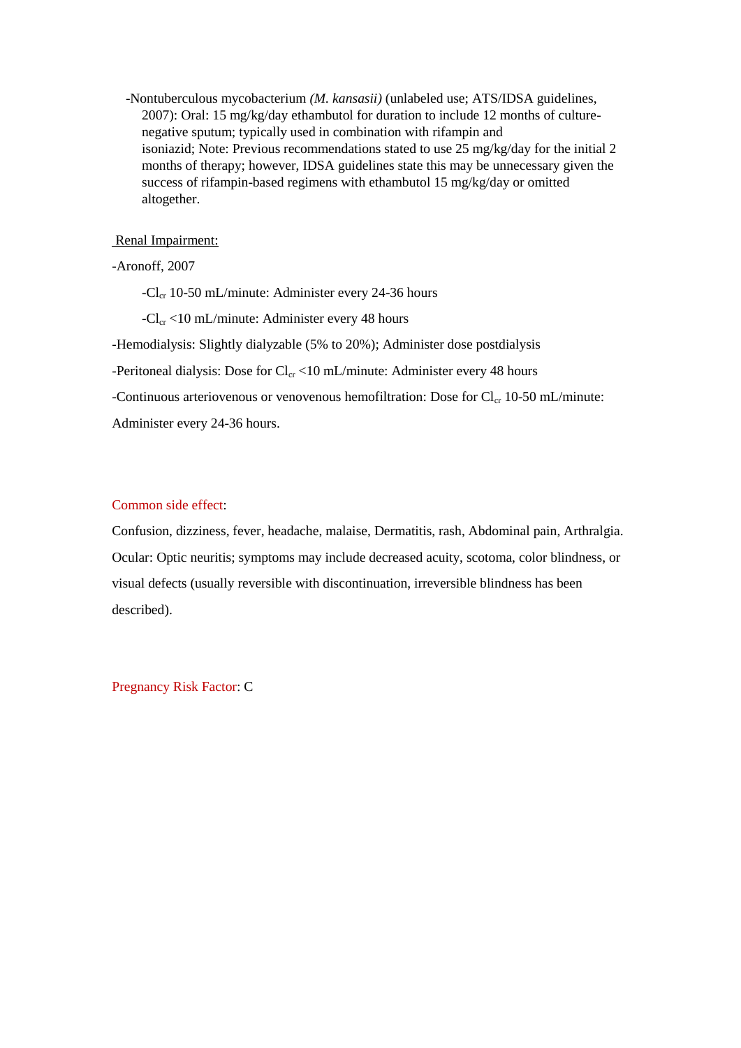- Nontuberculous mycobacterium *(M. kansasii)* (unlabeled use; ATS/IDSA guidelines, 2007): Oral: 15 mg/kg/day ethambutol for duration to include 12 months of culture-negative sputum; typically used in combination with rifampin and isoniazid; Note: Previous recommendations stated to use 25 mg/kg/day for the initial 2 months of therapy; however, IDSA guidelines state this may be unnecessary given the success of rifampin-based regimens with ethambutol 15 mg/kg/day or omitted altogether.

<u>Renal Impairment:</u>

-Aronoff, 2007

- $Cl_{cr}$ 10-50 mL/minute: Administer every 24-36 hours
- $Cl_{cr}$ <10 mL/minute: Administer every 48 hours

-Hemodialysis: Slightly dialyzable (5% to 20%); Administer dose postdialysis

-Peritoneal dialysis: Dose for $Cl_{cr}$ <10 mL/minute: Administer every 48 hours

-Continuous arteriovenous or venovenous hemofiltration: Dose for $Cl_{cr}$ 10-50 mL/minute: Administer every 24-36 hours.

Common side effect:

Confusion, dizziness, fever, headache, malaise, Dermatitis, rash, Abdominal pain, Arthralgia. Ocular: Optic neuritis; symptoms may include decreased acuity, scotoma, color blindness, or visual defects (usually reversible with discontinuation, irreversible blindness has been described).

Pregnancy Risk Factor: C